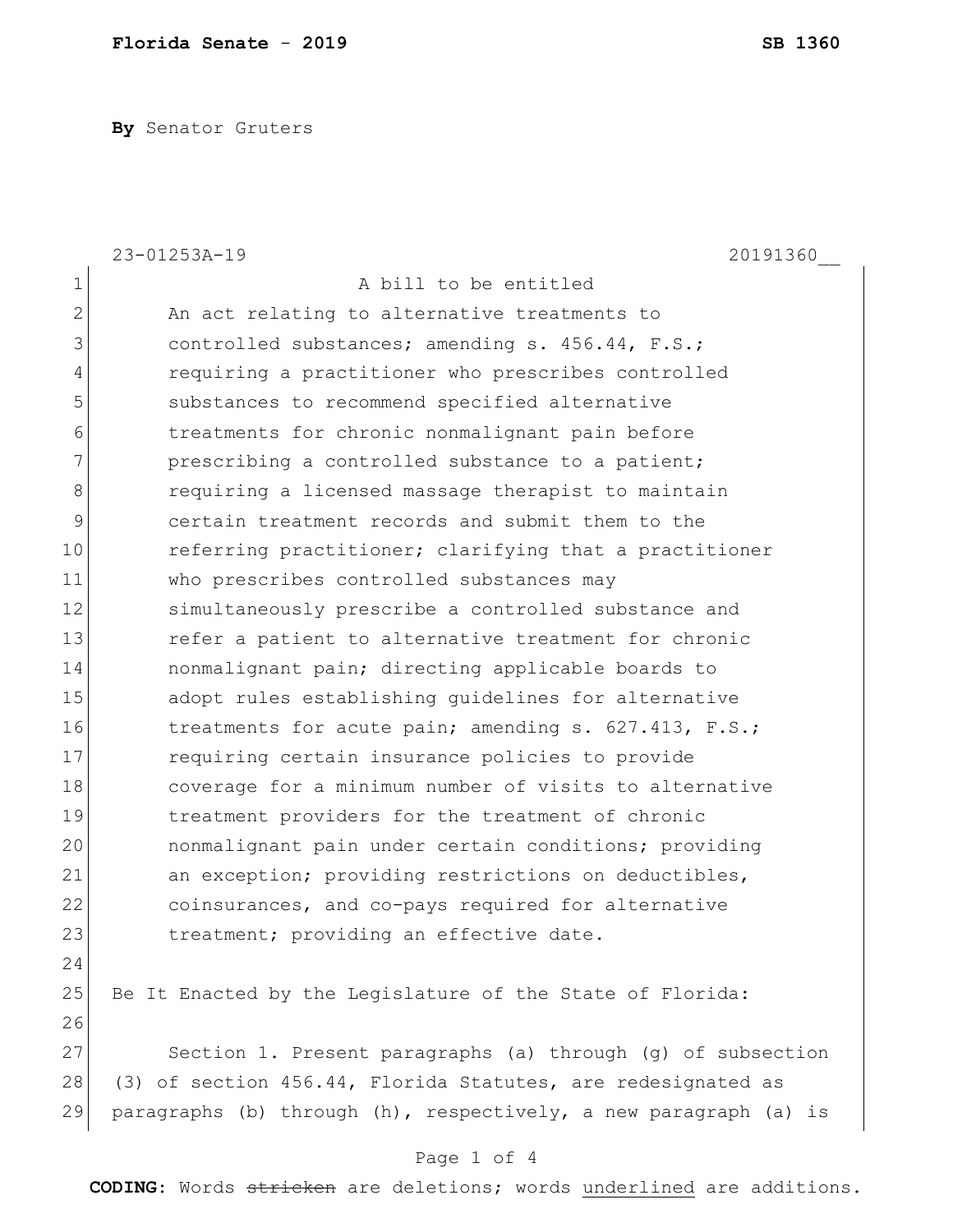**By** Senator Gruters

23-01253A-19 20191360__

A bill to be entitled

An act relating to alternative treatments to controlled substances; amending s. 456.44, F.S.; requiring a practitioner who prescribes controlled substances to recommend specified alternative treatments for chronic nonmalignant pain before prescribing a controlled substance to a patient; requiring a licensed massage therapist to maintain certain treatment records and submit them to the referring practitioner; clarifying that a practitioner who prescribes controlled substances may simultaneously prescribe a controlled substance and refer a patient to alternative treatment for chronic nonmalignant pain; directing applicable boards to adopt rules establishing guidelines for alternative treatments for acute pain; amending s. 627.413, F.S.; requiring certain insurance policies to provide coverage for a minimum number of visits to alternative treatment providers for the treatment of chronic nonmalignant pain under certain conditions; providing an exception; providing restrictions on deductibles, coinsurances, and co-pays required for alternative treatment; providing an effective date.

Be It Enacted by the Legislature of the State of Florida:

Section 1. Present paragraphs (a) through (g) of subsection (3) of section 456.44, Florida Statutes, are redesignated as paragraphs (b) through (h), respectively, a new paragraph (a) is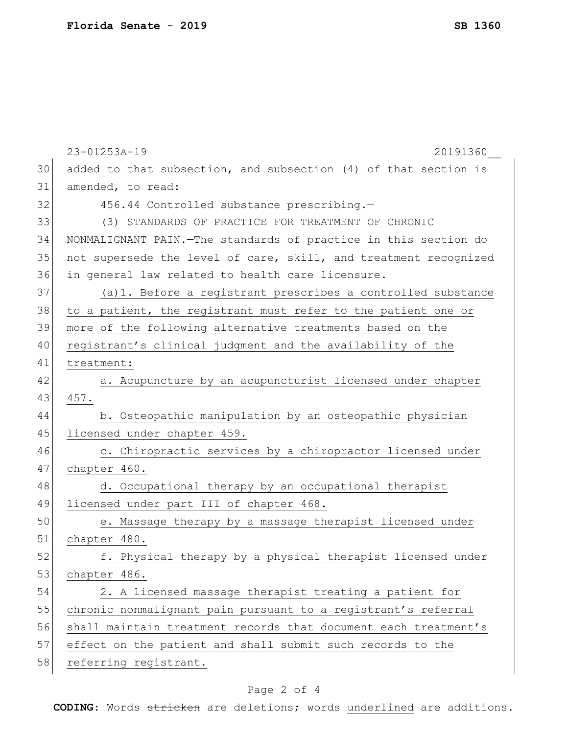added to that subsection, and subsection (4) of that section is amended, to read:

456.44 Controlled substance prescribing.—

(3) STANDARDS OF PRACTICE FOR TREATMENT OF CHRONIC NONMALIGNANT PAIN.—The standards of practice in this section do not supersede the level of care, skill, and treatment recognized in general law related to health care licensure.

(a)1. Before a registrant prescribes a controlled substance to a patient, the registrant must refer to the patient one or more of the following alternative treatments based on the registrant's clinical judgment and the availability of the treatment:

a. Acupuncture by an acupuncturist licensed under chapter 457.

b. Osteopathic manipulation by an osteopathic physician licensed under chapter 459.

c. Chiropractic services by a chiropractor licensed under chapter 460.

d. Occupational therapy by an occupational therapist licensed under part III of chapter 468.

e. Massage therapy by a massage therapist licensed under chapter 480.

f. Physical therapy by a physical therapist licensed under chapter 486.

2. A licensed massage therapist treating a patient for chronic nonmalignant pain pursuant to a registrant's referral shall maintain treatment records that document each treatment's effect on the patient and shall submit such records to the referring registrant.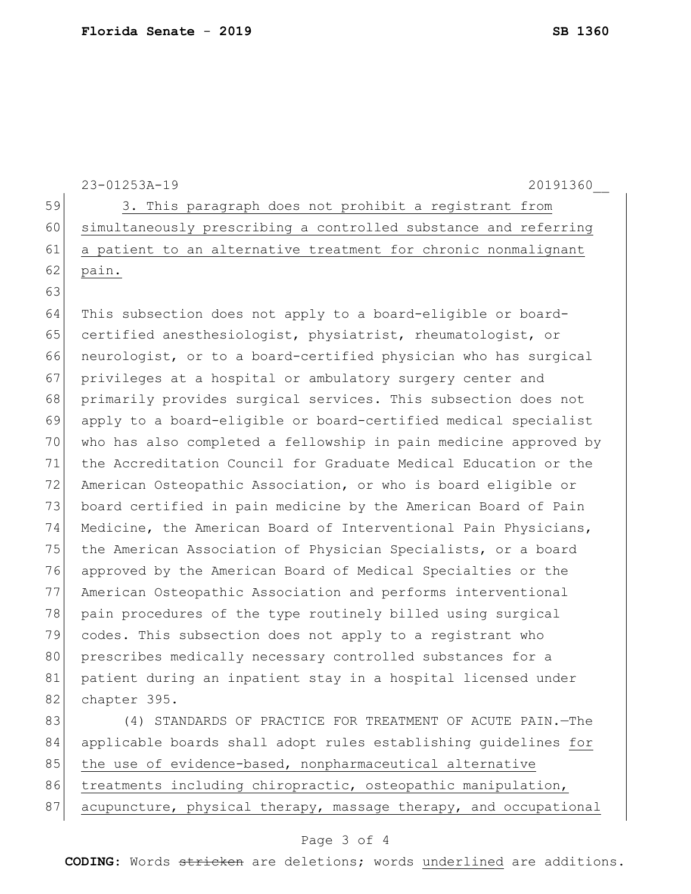3. This paragraph does not prohibit a registrant from simultaneously prescribing a controlled substance and referring a patient to an alternative treatment for chronic nonmalignant pain.

This subsection does not apply to a board-eligible or board-certified anesthesiologist, physiatrist, rheumatologist, or neurologist, or to a board-certified physician who has surgical privileges at a hospital or ambulatory surgery center and primarily provides surgical services. This subsection does not apply to a board-eligible or board-certified medical specialist who has also completed a fellowship in pain medicine approved by the Accreditation Council for Graduate Medical Education or the American Osteopathic Association, or who is board eligible or board certified in pain medicine by the American Board of Pain Medicine, the American Board of Interventional Pain Physicians, the American Association of Physician Specialists, or a board approved by the American Board of Medical Specialties or the American Osteopathic Association and performs interventional pain procedures of the type routinely billed using surgical codes. This subsection does not apply to a registrant who prescribes medically necessary controlled substances for a patient during an inpatient stay in a hospital licensed under chapter 395.

(4) STANDARDS OF PRACTICE FOR TREATMENT OF ACUTE PAIN.—The applicable boards shall adopt rules establishing guidelines for the use of evidence-based, nonpharmaceutical alternative treatments including chiropractic, osteopathic manipulation, acupuncture, physical therapy, massage therapy, and occupational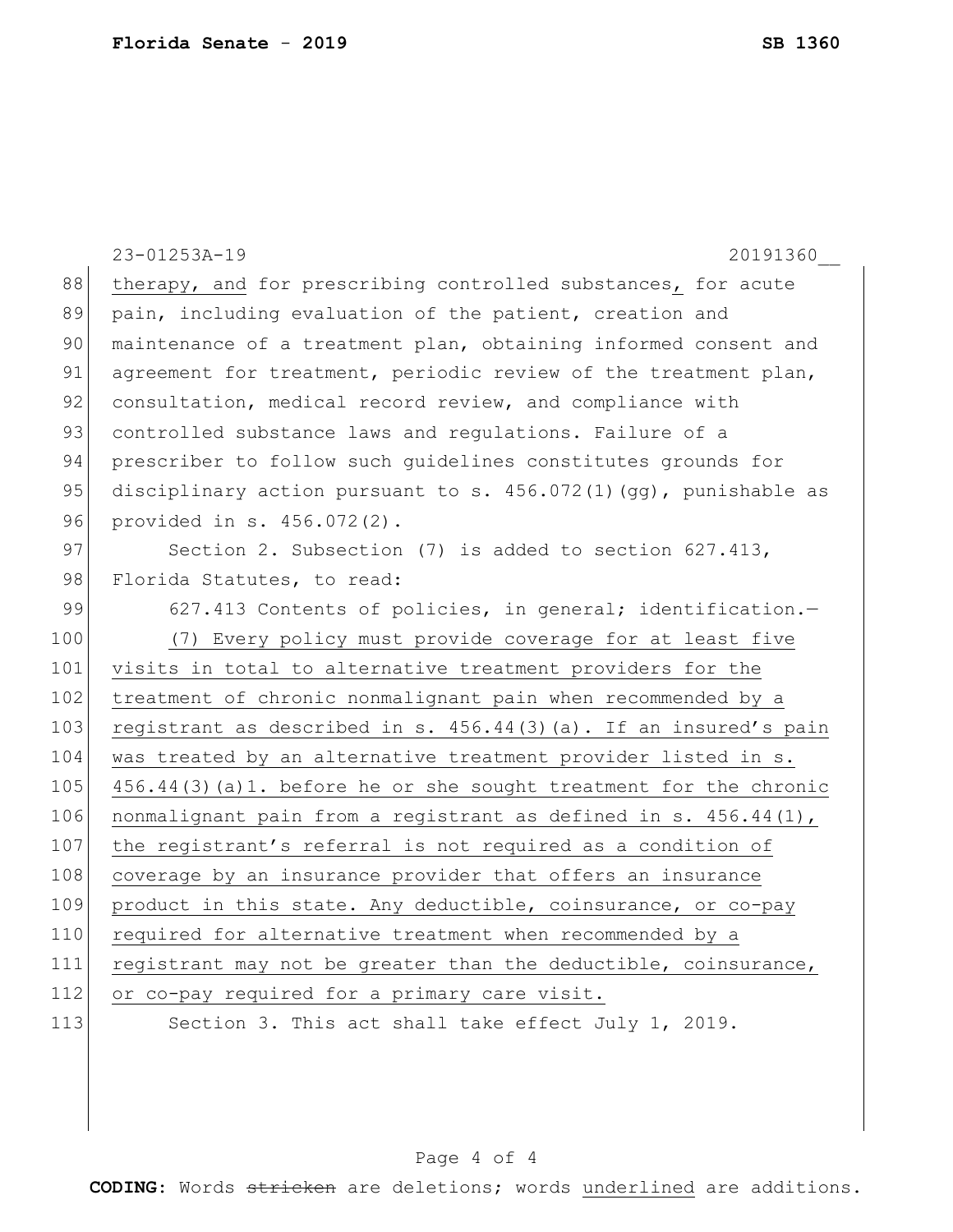23-01253A-19 20191360__

therapy, and for prescribing controlled substances, for acute pain, including evaluation of the patient, creation and maintenance of a treatment plan, obtaining informed consent and agreement for treatment, periodic review of the treatment plan, consultation, medical record review, and compliance with controlled substance laws and regulations. Failure of a prescriber to follow such guidelines constitutes grounds for disciplinary action pursuant to s. 456.072(1)(gg), punishable as provided in s. 456.072(2).

Section 2. Subsection (7) is added to section 627.413, Florida Statutes, to read:

627.413 Contents of policies, in general; identification.—

(7) Every policy must provide coverage for at least five visits in total to alternative treatment providers for the treatment of chronic nonmalignant pain when recommended by a registrant as described in s. 456.44(3)(a). If an insured's pain was treated by an alternative treatment provider listed in s. 456.44(3)(a)1. before he or she sought treatment for the chronic nonmalignant pain from a registrant as defined in s. 456.44(1), the registrant's referral is not required as a condition of coverage by an insurance provider that offers an insurance product in this state. Any deductible, coinsurance, or co-pay required for alternative treatment when recommended by a registrant may not be greater than the deductible, coinsurance, or co-pay required for a primary care visit.

Section 3. This act shall take effect July 1, 2019.

**CODING:** Words ~~stricken~~ are deletions; words underlined are additions.